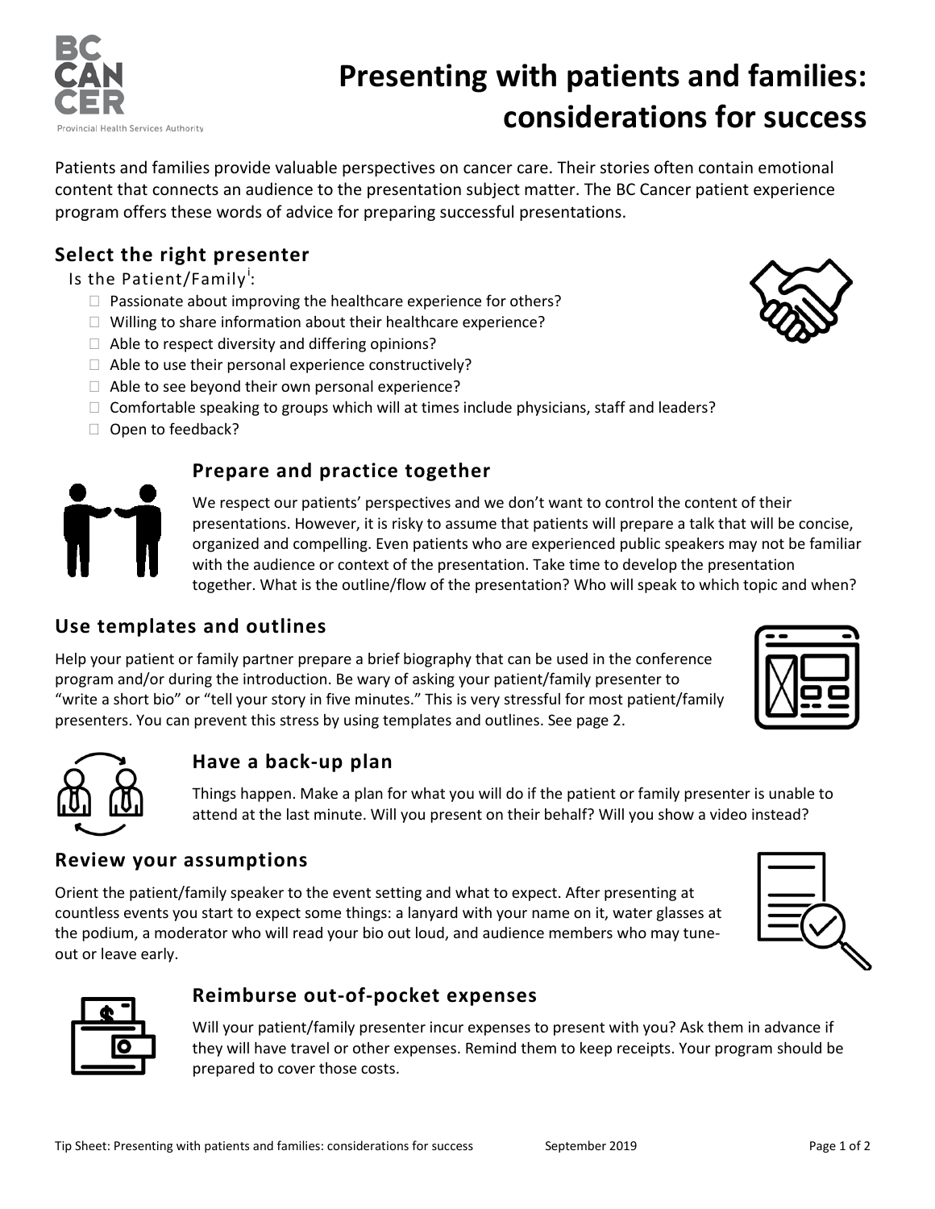# Presenting with patients and families: considerations for success

Patients and families provide valuable perspectives on cancer care. Their stories often contain emotional content that connects an audience to the presentation subject matter. The BC Cancer patient experience program offers these words of advice for preparing successful presentations.

## Select the right presenter

Is the Patient/Family[i]:

- ☐ Passionate about improving the healthcare experience for others?
- ☐ Willing to share information about their healthcare experience?
- ☐ Able to respect diversity and differing opinions?
- ☐ Able to use their personal experience constructively?
- ☐ Able to see beyond their own personal experience?
- ☐ Comfortable speaking to groups which will at times include physicians, staff and leaders?
- ☐ Open to feedback?

## Prepare and practice together

We respect our patients' perspectives and we don't want to control the content of their presentations. However, it is risky to assume that patients will prepare a talk that will be concise, organized and compelling. Even patients who are experienced public speakers may not be familiar with the audience or context of the presentation. Take time to develop the presentation together. What is the outline/flow of the presentation? Who will speak to which topic and when?

## Use templates and outlines

Help your patient or family partner prepare a brief biography that can be used in the conference program and/or during the introduction. Be wary of asking your patient/family presenter to "write a short bio" or "tell your story in five minutes." This is very stressful for most patient/family presenters. You can prevent this stress by using templates and outlines. See page 2.

## Have a back-up plan

Things happen. Make a plan for what you will do if the patient or family presenter is unable to attend at the last minute. Will you present on their behalf? Will you show a video instead?

## Review your assumptions

Orient the patient/family speaker to the event setting and what to expect. After presenting at countless events you start to expect some things: a lanyard with your name on it, water glasses at the podium, a moderator who will read your bio out loud, and audience members who may tune-out or leave early.

## Reimburse out-of-pocket expenses

Will your patient/family presenter incur expenses to present with you? Ask them in advance if they will have travel or other expenses. Remind them to keep receipts. Your program should be prepared to cover those costs.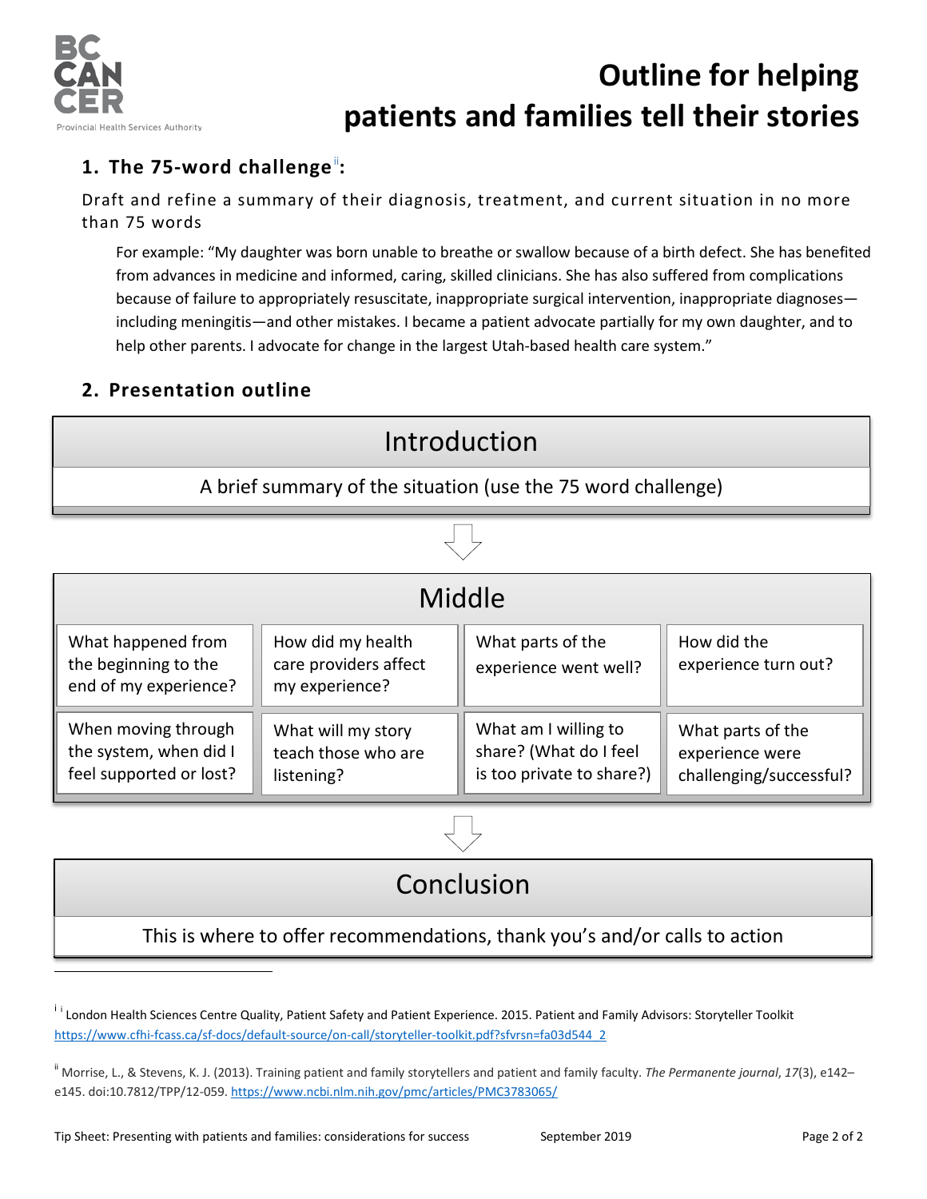# Outline for helping patients and families tell their stories

## 1. The 75-word challenge[ii]:

Draft and refine a summary of their diagnosis, treatment, and current situation in no more than 75 words

> For example: "My daughter was born unable to breathe or swallow because of a birth defect. She has benefited from advances in medicine and informed, caring, skilled clinicians. She has also suffered from complications because of failure to appropriately resuscitate, inappropriate surgical intervention, inappropriate diagnoses—including meningitis—and other mistakes. I became a patient advocate partially for my own daughter, and to help other parents. I advocate for change in the largest Utah-based health care system."

## 2. Presentation outline

### Introduction

A brief summary of the situation (use the 75 word challenge)

↓

### Middle

| | | | |
|---|---|---|---|
| What happened from the beginning to the end of my experience? | How did my health care providers affect my experience? | What parts of the experience went well? | How did the experience turn out? |
| When moving through the system, when did I feel supported or lost? | What will my story teach those who are listening? | What am I willing to share? (What do I feel is too private to share?) | What parts of the experience were challenging/successful? |

↓

### Conclusion

This is where to offer recommendations, thank you's and/or calls to action

---

[i] London Health Sciences Centre Quality, Patient Safety and Patient Experience. 2015. Patient and Family Advisors: Storyteller Toolkit https://www.cfhi-fcass.ca/sf-docs/default-source/on-call/storyteller-toolkit.pdf?sfvrsn=fa03d544_2

[ii] Morrise, L., & Stevens, K. J. (2013). Training patient and family storytellers and patient and family faculty. *The Permanente journal*, *17*(3), e142–e145. doi:10.7812/TPP/12-059. https://www.ncbi.nlm.nih.gov/pmc/articles/PMC3783065/